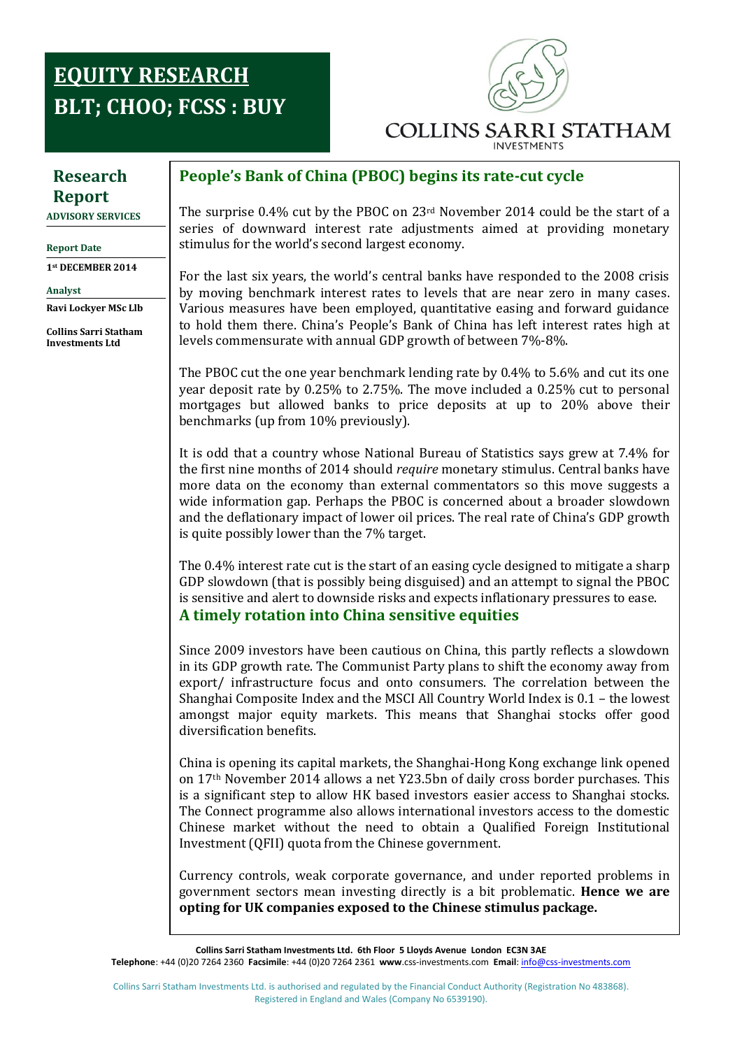# EQUITY RESEARCH
# BLT; CHOO; FCSS : BUY

COLLINS SARRI STATHAM
INVESTMENTS

**Research Report**
**ADVISORY SERVICES**

**Report Date**

**1st DECEMBER 2014**

**Analyst**

**Ravi Lockyer MSc Llb**

**Collins Sarri Statham Investments Ltd**

## People's Bank of China (PBOC) begins its rate-cut cycle

The surprise 0.4% cut by the PBOC on 23rd November 2014 could be the start of a series of downward interest rate adjustments aimed at providing monetary stimulus for the world's second largest economy.

For the last six years, the world's central banks have responded to the 2008 crisis by moving benchmark interest rates to levels that are near zero in many cases. Various measures have been employed, quantitative easing and forward guidance to hold them there. China's People's Bank of China has left interest rates high at levels commensurate with annual GDP growth of between 7%-8%.

The PBOC cut the one year benchmark lending rate by 0.4% to 5.6% and cut its one year deposit rate by 0.25% to 2.75%. The move included a 0.25% cut to personal mortgages but allowed banks to price deposits at up to 20% above their benchmarks (up from 10% previously).

It is odd that a country whose National Bureau of Statistics says grew at 7.4% for the first nine months of 2014 should *require* monetary stimulus. Central banks have more data on the economy than external commentators so this move suggests a wide information gap. Perhaps the PBOC is concerned about a broader slowdown and the deflationary impact of lower oil prices. The real rate of China's GDP growth is quite possibly lower than the 7% target.

The 0.4% interest rate cut is the start of an easing cycle designed to mitigate a sharp GDP slowdown (that is possibly being disguised) and an attempt to signal the PBOC is sensitive and alert to downside risks and expects inflationary pressures to ease.

## A timely rotation into China sensitive equities

Since 2009 investors have been cautious on China, this partly reflects a slowdown in its GDP growth rate. The Communist Party plans to shift the economy away from export/ infrastructure focus and onto consumers. The correlation between the Shanghai Composite Index and the MSCI All Country World Index is 0.1 – the lowest amongst major equity markets. This means that Shanghai stocks offer good diversification benefits.

China is opening its capital markets, the Shanghai-Hong Kong exchange link opened on 17th November 2014 allows a net Y23.5bn of daily cross border purchases. This is a significant step to allow HK based investors easier access to Shanghai stocks. The Connect programme also allows international investors access to the domestic Chinese market without the need to obtain a Qualified Foreign Institutional Investment (QFII) quota from the Chinese government.

Currency controls, weak corporate governance, and under reported problems in government sectors mean investing directly is a bit problematic. **Hence we are opting for UK companies exposed to the Chinese stimulus package.**

**Collins Sarri Statham Investments Ltd. 6th Floor 5 Lloyds Avenue London EC3N 3AE**
**Telephone**: +44 (0)20 7264 2360 **Facsimile**: +44 (0)20 7264 2361 **www**.css-investments.com **Email**: info@css-investments.com

Collins Sarri Statham Investments Ltd. is authorised and regulated by the Financial Conduct Authority (Registration No 483868). Registered in England and Wales (Company No 6539190).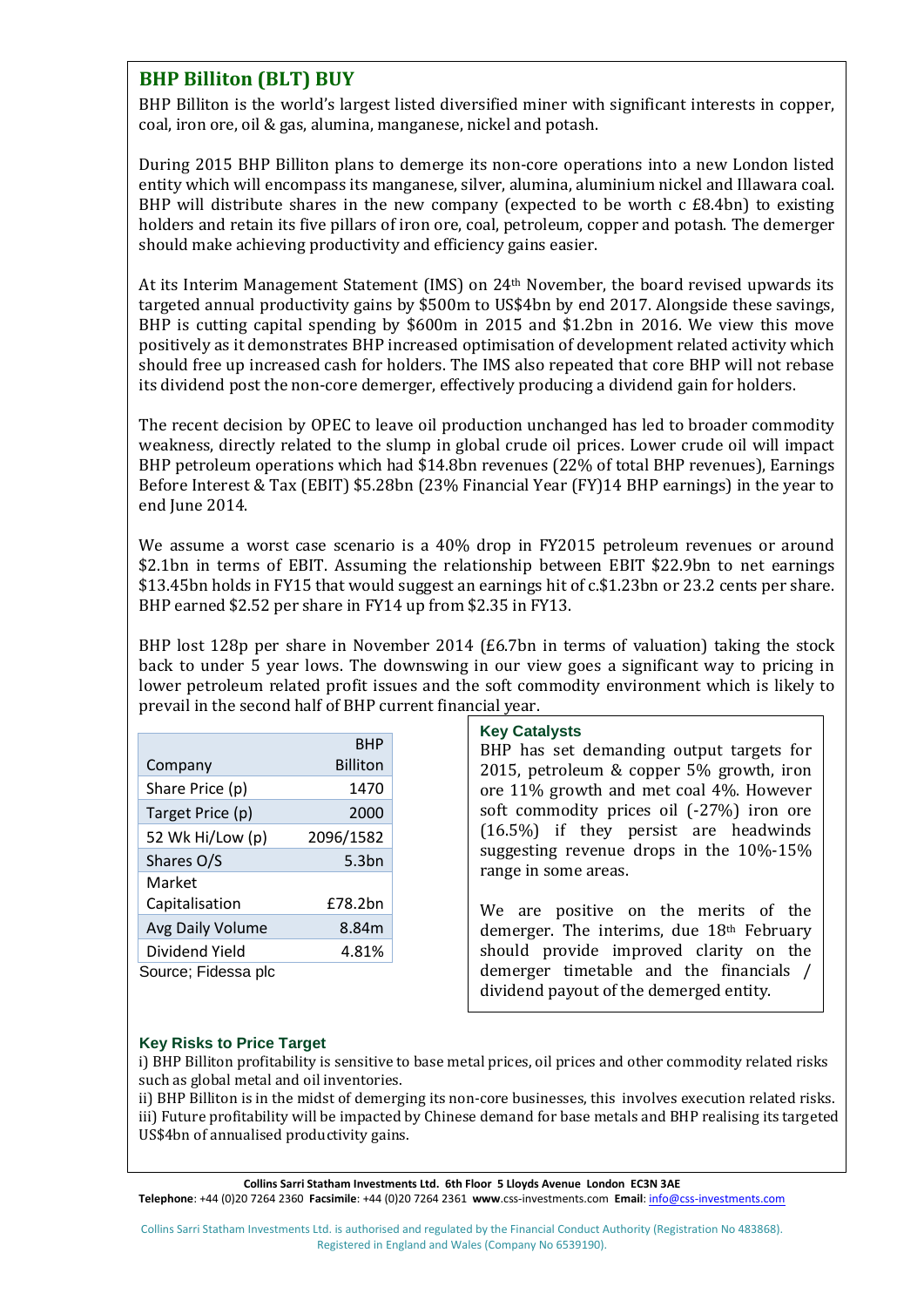## BHP Billiton (BLT) BUY

BHP Billiton is the world's largest listed diversified miner with significant interests in copper, coal, iron ore, oil & gas, alumina, manganese, nickel and potash.

During 2015 BHP Billiton plans to demerge its non-core operations into a new London listed entity which will encompass its manganese, silver, alumina, aluminium nickel and Illawara coal. BHP will distribute shares in the new company (expected to be worth c £8.4bn) to existing holders and retain its five pillars of iron ore, coal, petroleum, copper and potash. The demerger should make achieving productivity and efficiency gains easier.

At its Interim Management Statement (IMS) on 24th November, the board revised upwards its targeted annual productivity gains by $500m to US$4bn by end 2017. Alongside these savings, BHP is cutting capital spending by $600m in 2015 and $1.2bn in 2016. We view this move positively as it demonstrates BHP increased optimisation of development related activity which should free up increased cash for holders. The IMS also repeated that core BHP will not rebase its dividend post the non-core demerger, effectively producing a dividend gain for holders.

The recent decision by OPEC to leave oil production unchanged has led to broader commodity weakness, directly related to the slump in global crude oil prices. Lower crude oil will impact BHP petroleum operations which had $14.8bn revenues (22% of total BHP revenues), Earnings Before Interest & Tax (EBIT) $5.28bn (23% Financial Year (FY)14 BHP earnings) in the year to end June 2014.

We assume a worst case scenario is a 40% drop in FY2015 petroleum revenues or around $2.1bn in terms of EBIT. Assuming the relationship between EBIT $22.9bn to net earnings $13.45bn holds in FY15 that would suggest an earnings hit of c.$1.23bn or 23.2 cents per share. BHP earned $2.52 per share in FY14 up from $2.35 in FY13.

BHP lost 128p per share in November 2014 (£6.7bn in terms of valuation) taking the stock back to under 5 year lows. The downswing in our view goes a significant way to pricing in lower petroleum related profit issues and the soft commodity environment which is likely to prevail in the second half of BHP current financial year.

| Company | BHP Billiton |
|---|---|
| Share Price (p) | 1470 |
| Target Price (p) | 2000 |
| 52 Wk Hi/Low (p) | 2096/1582 |
| Shares O/S | 5.3bn |
| Market Capitalisation | £78.2bn |
| Avg Daily Volume | 8.84m |
| Dividend Yield | 4.81% |

Source; Fidessa plc

### Key Catalysts

BHP has set demanding output targets for 2015, petroleum & copper 5% growth, iron ore 11% growth and met coal 4%. However soft commodity prices oil (-27%) iron ore (16.5%) if they persist are headwinds suggesting revenue drops in the 10%-15% range in some areas.

We are positive on the merits of the demerger. The interims, due 18th February should provide improved clarity on the demerger timetable and the financials / dividend payout of the demerged entity.

### Key Risks to Price Target

i) BHP Billiton profitability is sensitive to base metal prices, oil prices and other commodity related risks such as global metal and oil inventories.
ii) BHP Billiton is in the midst of demerging its non-core businesses, this involves execution related risks.
iii) Future profitability will be impacted by Chinese demand for base metals and BHP realising its targeted US$4bn of annualised productivity gains.

**Collins Sarri Statham Investments Ltd. 6th Floor 5 Lloyds Avenue London EC3N 3AE**
**Telephone**: +44 (0)20 7264 2360 **Facsimile**: +44 (0)20 7264 2361 **www**.css-investments.com **Email**: info@css-investments.com

Collins Sarri Statham Investments Ltd. is authorised and regulated by the Financial Conduct Authority (Registration No 483868). Registered in England and Wales (Company No 6539190).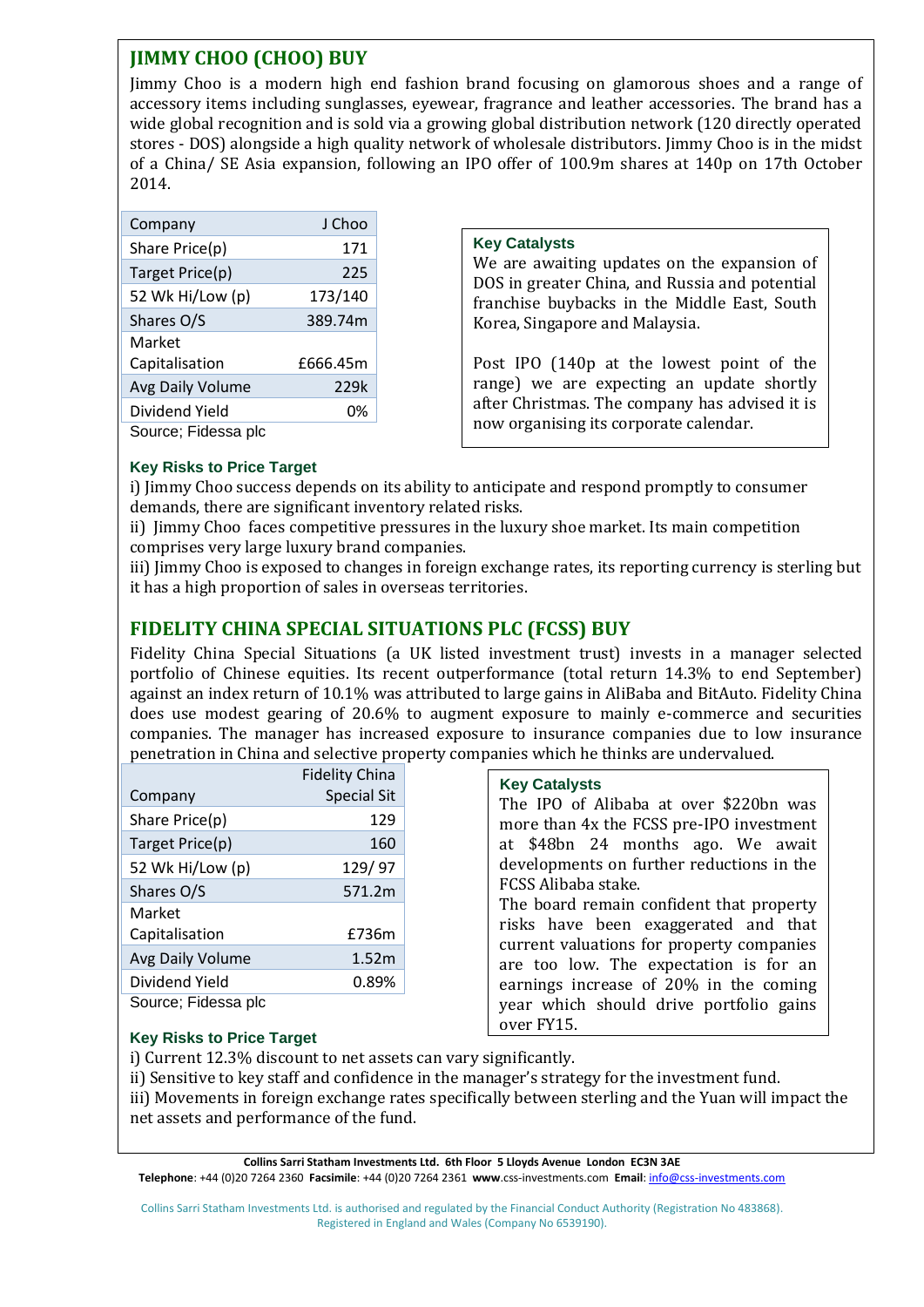## JIMMY CHOO (CHOO) BUY

Jimmy Choo is a modern high end fashion brand focusing on glamorous shoes and a range of accessory items including sunglasses, eyewear, fragrance and leather accessories. The brand has a wide global recognition and is sold via a growing global distribution network (120 directly operated stores - DOS) alongside a high quality network of wholesale distributors. Jimmy Choo is in the midst of a China/ SE Asia expansion, following an IPO offer of 100.9m shares at 140p on 17th October 2014.

| Company | J Choo |
|---|---|
| Share Price(p) | 171 |
| Target Price(p) | 225 |
| 52 Wk Hi/Low (p) | 173/140 |
| Shares O/S | 389.74m |
| Market Capitalisation | £666.45m |
| Avg Daily Volume | 229k |
| Dividend Yield | 0% |

Source; Fidessa plc

**Key Catalysts**

We are awaiting updates on the expansion of DOS in greater China, and Russia and potential franchise buybacks in the Middle East, South Korea, Singapore and Malaysia.

Post IPO (140p at the lowest point of the range) we are expecting an update shortly after Christmas. The company has advised it is now organising its corporate calendar.

**Key Risks to Price Target**

i) Jimmy Choo success depends on its ability to anticipate and respond promptly to consumer demands, there are significant inventory related risks.
ii) Jimmy Choo faces competitive pressures in the luxury shoe market. Its main competition comprises very large luxury brand companies.
iii) Jimmy Choo is exposed to changes in foreign exchange rates, its reporting currency is sterling but it has a high proportion of sales in overseas territories.

## FIDELITY CHINA SPECIAL SITUATIONS PLC (FCSS) BUY

Fidelity China Special Situations (a UK listed investment trust) invests in a manager selected portfolio of Chinese equities. Its recent outperformance (total return 14.3% to end September) against an index return of 10.1% was attributed to large gains in AliBaba and BitAuto. Fidelity China does use modest gearing of 20.6% to augment exposure to mainly e-commerce and securities companies. The manager has increased exposure to insurance companies due to low insurance penetration in China and selective property companies which he thinks are undervalued.

| Company | Fidelity China Special Sit |
|---|---|
| Share Price(p) | 129 |
| Target Price(p) | 160 |
| 52 Wk Hi/Low (p) | 129/ 97 |
| Shares O/S | 571.2m |
| Market Capitalisation | £736m |
| Avg Daily Volume | 1.52m |
| Dividend Yield | 0.89% |

Source; Fidessa plc

**Key Catalysts**

The IPO of Alibaba at over $220bn was more than 4x the FCSS pre-IPO investment at $48bn 24 months ago. We await developments on further reductions in the FCSS Alibaba stake.

The board remain confident that property risks have been exaggerated and that current valuations for property companies are too low. The expectation is for an earnings increase of 20% in the coming year which should drive portfolio gains over FY15.

**Key Risks to Price Target**

i) Current 12.3% discount to net assets can vary significantly.
ii) Sensitive to key staff and confidence in the manager's strategy for the investment fund.
iii) Movements in foreign exchange rates specifically between sterling and the Yuan will impact the net assets and performance of the fund.

**Collins Sarri Statham Investments Ltd. 6th Floor 5 Lloyds Avenue London EC3N 3AE**
**Telephone**: +44 (0)20 7264 2360 **Facsimile**: +44 (0)20 7264 2361 **www**.css-investments.com **Email**: info@css-investments.com

Collins Sarri Statham Investments Ltd. is authorised and regulated by the Financial Conduct Authority (Registration No 483868). Registered in England and Wales (Company No 6539190).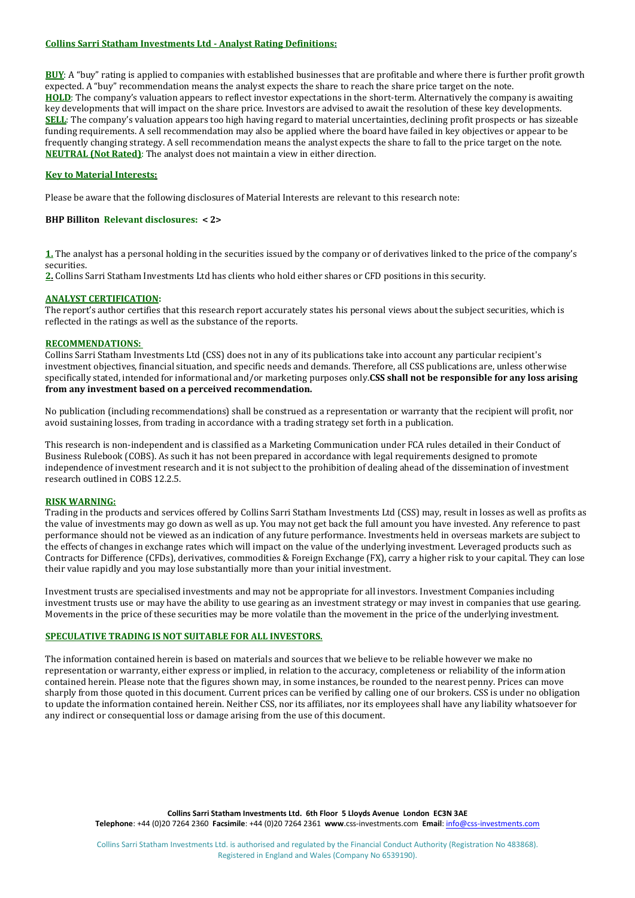## Collins Sarri Statham Investments Ltd - Analyst Rating Definitions:

**BUY**: A "buy" rating is applied to companies with established businesses that are profitable and where there is further profit growth expected. A "buy" recommendation means the analyst expects the share to reach the share price target on the note.
**HOLD**: The company's valuation appears to reflect investor expectations in the short-term. Alternatively the company is awaiting key developments that will impact on the share price. Investors are advised to await the resolution of these key developments.
**SELL**: The company's valuation appears too high having regard to material uncertainties, declining profit prospects or has sizeable funding requirements. A sell recommendation may also be applied where the board have failed in key objectives or appear to be frequently changing strategy. A sell recommendation means the analyst expects the share to fall to the price target on the note.
**NEUTRAL (Not Rated)**: The analyst does not maintain a view in either direction.

## Key to Material Interests:

Please be aware that the following disclosures of Material Interests are relevant to this research note:

**BHP Billiton Relevant disclosures: < 2>**

**1.** The analyst has a personal holding in the securities issued by the company or of derivatives linked to the price of the company's securities.
**2.** Collins Sarri Statham Investments Ltd has clients who hold either shares or CFD positions in this security.

## ANALYST CERTIFICATION:

The report's author certifies that this research report accurately states his personal views about the subject securities, which is reflected in the ratings as well as the substance of the reports.

## RECOMMENDATIONS:

Collins Sarri Statham Investments Ltd (CSS) does not in any of its publications take into account any particular recipient's investment objectives, financial situation, and specific needs and demands. Therefore, all CSS publications are, unless otherwise specifically stated, intended for informational and/or marketing purposes only.**CSS shall not be responsible for any loss arising from any investment based on a perceived recommendation.**

No publication (including recommendations) shall be construed as a representation or warranty that the recipient will profit, nor avoid sustaining losses, from trading in accordance with a trading strategy set forth in a publication.

This research is non-independent and is classified as a Marketing Communication under FCA rules detailed in their Conduct of Business Rulebook (COBS). As such it has not been prepared in accordance with legal requirements designed to promote independence of investment research and it is not subject to the prohibition of dealing ahead of the dissemination of investment research outlined in COBS 12.2.5.

## RISK WARNING:

Trading in the products and services offered by Collins Sarri Statham Investments Ltd (CSS) may, result in losses as well as profits as the value of investments may go down as well as up. You may not get back the full amount you have invested. Any reference to past performance should not be viewed as an indication of any future performance. Investments held in overseas markets are subject to the effects of changes in exchange rates which will impact on the value of the underlying investment. Leveraged products such as Contracts for Difference (CFDs), derivatives, commodities & Foreign Exchange (FX), carry a higher risk to your capital. They can lose their value rapidly and you may lose substantially more than your initial investment.

Investment trusts are specialised investments and may not be appropriate for all investors. Investment Companies including investment trusts use or may have the ability to use gearing as an investment strategy or may invest in companies that use gearing. Movements in the price of these securities may be more volatile than the movement in the price of the underlying investment.

## SPECULATIVE TRADING IS NOT SUITABLE FOR ALL INVESTORS.

The information contained herein is based on materials and sources that we believe to be reliable however we make no representation or warranty, either express or implied, in relation to the accuracy, completeness or reliability of the information contained herein. Please note that the figures shown may, in some instances, be rounded to the nearest penny. Prices can move sharply from those quoted in this document. Current prices can be verified by calling one of our brokers. CSS is under no obligation to update the information contained herein. Neither CSS, nor its affiliates, nor its employees shall have any liability whatsoever for any indirect or consequential loss or damage arising from the use of this document.

**Collins Sarri Statham Investments Ltd. 6th Floor 5 Lloyds Avenue London EC3N 3AE**
**Telephone**: +44 (0)20 7264 2360 **Facsimile**: +44 (0)20 7264 2361 **www**.css-investments.com **Email**: info@css-investments.com

Collins Sarri Statham Investments Ltd. is authorised and regulated by the Financial Conduct Authority (Registration No 483868). Registered in England and Wales (Company No 6539190).